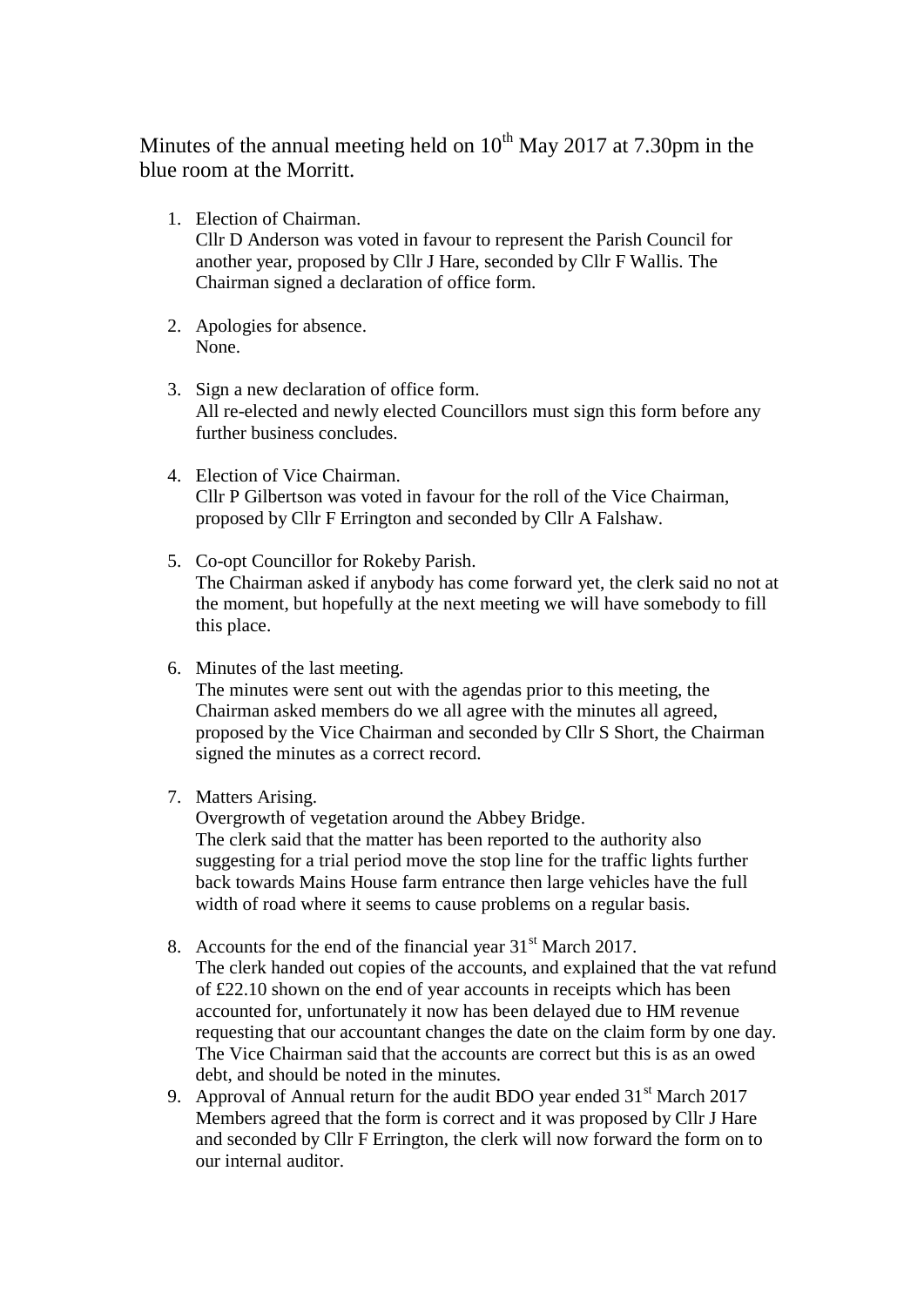Minutes of the annual meeting held on 10th May 2017 at 7.30pm in the blue room at the Morritt.

1. Election of Chairman.
   Cllr D Anderson was voted in favour to represent the Parish Council for another year, proposed by Cllr J Hare, seconded by Cllr F Wallis. The Chairman signed a declaration of office form.

2. Apologies for absence.
   None.

3. Sign a new declaration of office form.
   All re-elected and newly elected Councillors must sign this form before any further business concludes.

4. Election of Vice Chairman.
   Cllr P Gilbertson was voted in favour for the roll of the Vice Chairman, proposed by Cllr F Errington and seconded by Cllr A Falshaw.

5. Co-opt Councillor for Rokeby Parish.
   The Chairman asked if anybody has come forward yet, the clerk said no not at the moment, but hopefully at the next meeting we will have somebody to fill this place.

6. Minutes of the last meeting.
   The minutes were sent out with the agendas prior to this meeting, the Chairman asked members do we all agree with the minutes all agreed, proposed by the Vice Chairman and seconded by Cllr S Short, the Chairman signed the minutes as a correct record.

7. Matters Arising.
   Overgrowth of vegetation around the Abbey Bridge.
   The clerk said that the matter has been reported to the authority also suggesting for a trial period move the stop line for the traffic lights further back towards Mains House farm entrance then large vehicles have the full width of road where it seems to cause problems on a regular basis.

8. Accounts for the end of the financial year 31st March 2017.
   The clerk handed out copies of the accounts, and explained that the vat refund of £22.10 shown on the end of year accounts in receipts which has been accounted for, unfortunately it now has been delayed due to HM revenue requesting that our accountant changes the date on the claim form by one day. The Vice Chairman said that the accounts are correct but this is as an owed debt, and should be noted in the minutes.
9. Approval of Annual return for the audit BDO year ended 31st March 2017
   Members agreed that the form is correct and it was proposed by Cllr J Hare and seconded by Cllr F Errington, the clerk will now forward the form on to our internal auditor.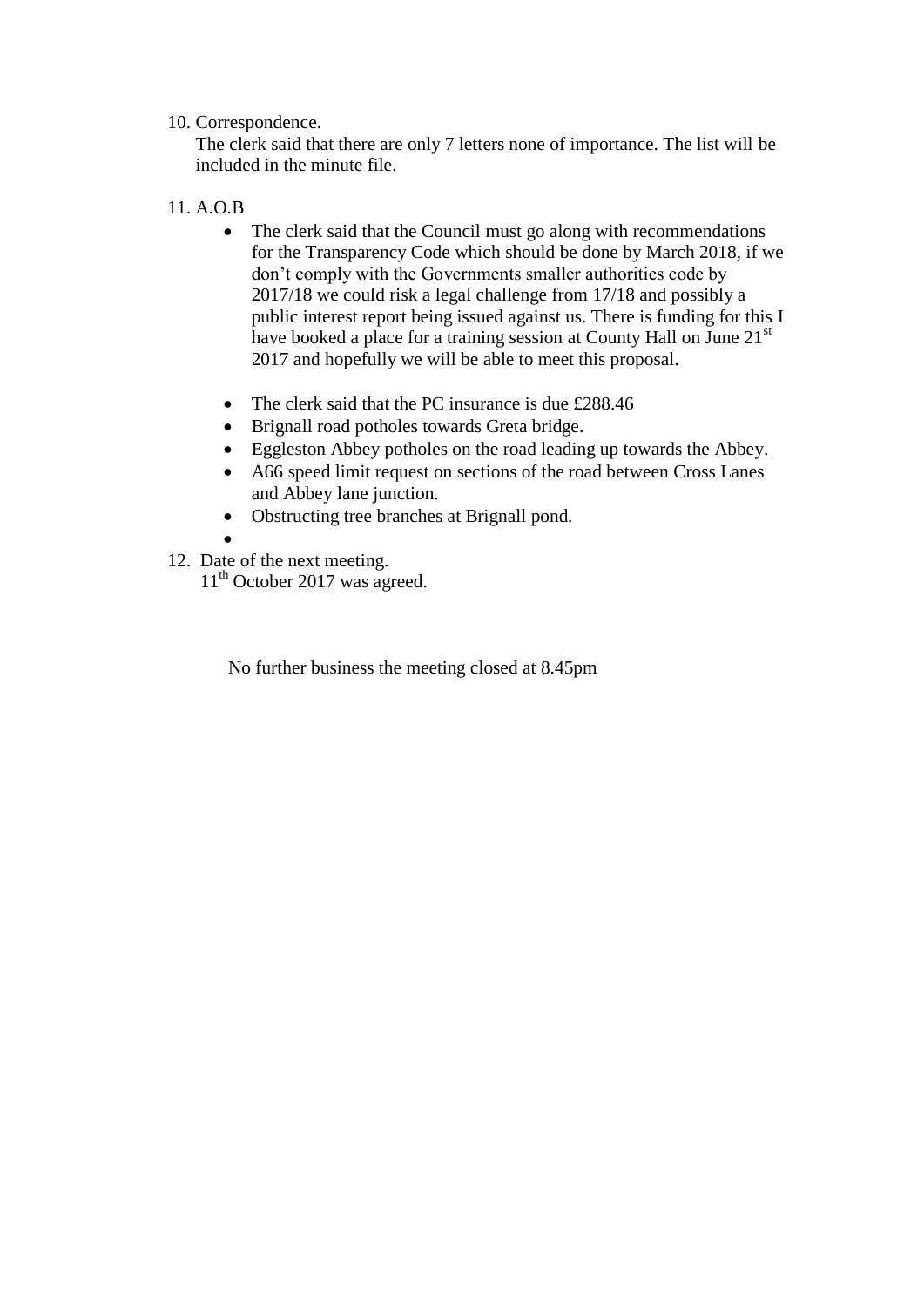10. Correspondence.
    The clerk said that there are only 7 letters none of importance. The list will be included in the minute file.

11. A.O.B
    - The clerk said that the Council must go along with recommendations for the Transparency Code which should be done by March 2018, if we don't comply with the Governments smaller authorities code by 2017/18 we could risk a legal challenge from 17/18 and possibly a public interest report being issued against us. There is funding for this I have booked a place for a training session at County Hall on June 21st 2017 and hopefully we will be able to meet this proposal.

    - The clerk said that the PC insurance is due £288.46
    - Brignall road potholes towards Greta bridge.
    - Eggleston Abbey potholes on the road leading up towards the Abbey.
    - A66 speed limit request on sections of the road between Cross Lanes and Abbey lane junction.
    - Obstructing tree branches at Brignall pond.
    -

12. Date of the next meeting.
    11th October 2017 was agreed.

No further business the meeting closed at 8.45pm